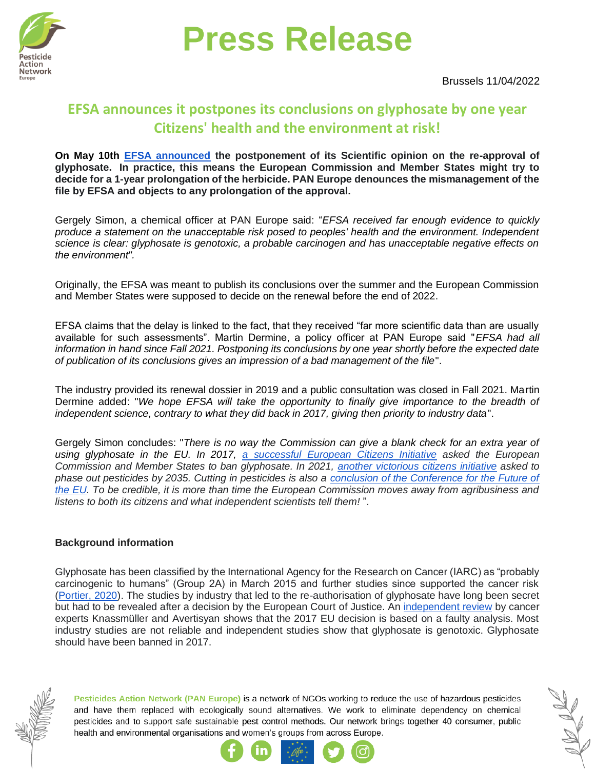# Press Release

Brussels 11/04/2022

## EFSA announces it postpones its conclusions on glyphosate by one year Citizens' health and the environment at risk!

**On May 10th EFSA announced the postponement of its Scientific opinion on the re-approval of glyphosate. In practice, this means the European Commission and Member States might try to decide for a 1-year prolongation of the herbicide. PAN Europe denounces the mismanagement of the file by EFSA and objects to any prolongation of the approval.**

Gergely Simon, a chemical officer at PAN Europe said: "*EFSA received far enough evidence to quickly produce a statement on the unacceptable risk posed to peoples' health and the environment. Independent science is clear: glyphosate is genotoxic, a probable carcinogen and has unacceptable negative effects on the environment".*

Originally, the EFSA was meant to publish its conclusions over the summer and the European Commission and Member States were supposed to decide on the renewal before the end of 2022.

EFSA claims that the delay is linked to the fact, that they received "far more scientific data than are usually available for such assessments". Martin Dermine, a policy officer at PAN Europe said "*EFSA had all information in hand since Fall 2021. Postponing its conclusions by one year shortly before the expected date of publication of its conclusions gives an impression of a bad management of the file*".

The industry provided its renewal dossier in 2019 and a public consultation was closed in Fall 2021. Martin Dermine added: "*We hope EFSA will take the opportunity to finally give importance to the breadth of independent science, contrary to what they did back in 2017, giving then priority to industry data*".

Gergely Simon concludes: "*There is no way the Commission can give a blank check for an extra year of using glyphosate in the EU. In 2017, a successful European Citizens Initiative asked the European Commission and Member States to ban glyphosate. In 2021, another victorious citizens initiative asked to phase out pesticides by 2035. Cutting in pesticides is also a conclusion of the Conference for the Future of the EU. To be credible, it is more than time the European Commission moves away from agribusiness and listens to both its citizens and what independent scientists tell them!* ".

**Background information**

Glyphosate has been classified by the International Agency for the Research on Cancer (IARC) as "probably carcinogenic to humans" (Group 2A) in March 2015 and further studies since supported the cancer risk (Portier, 2020). The studies by industry that led to the re-authorisation of glyphosate have long been secret but had to be revealed after a decision by the European Court of Justice. An independent review by cancer experts Knassmüller and Avertisyan shows that the 2017 EU decision is based on a faulty analysis. Most industry studies are not reliable and independent studies show that glyphosate is genotoxic. Glyphosate should have been banned in 2017.

**Pesticides Action Network (PAN Europe)** is a network of NGOs working to reduce the use of hazardous pesticides and have them replaced with ecologically sound alternatives. We work to eliminate dependency on chemical pesticides and to support safe sustainable pest control methods. Our network brings together 40 consumer, public health and environmental organisations and women's groups from across Europe.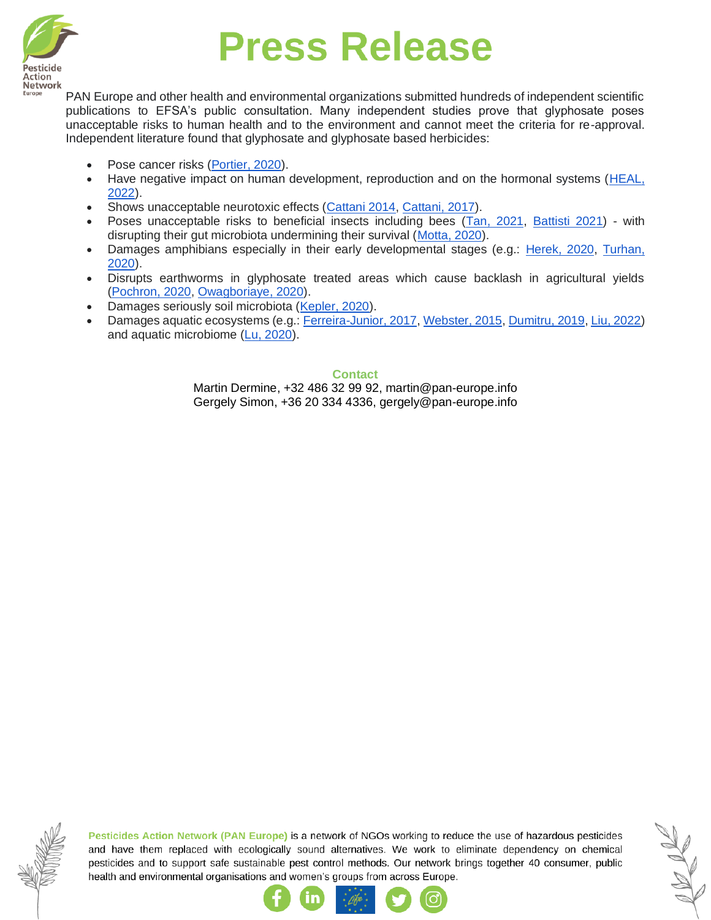# Press Release

PAN Europe and other health and environmental organizations submitted hundreds of independent scientific publications to EFSA's public consultation. Many independent studies prove that glyphosate poses unacceptable risks to human health and to the environment and cannot meet the criteria for re-approval. Independent literature found that glyphosate and glyphosate based herbicides:

- Pose cancer risks (Portier, 2020).
- Have negative impact on human development, reproduction and on the hormonal systems (HEAL, 2022).
- Shows unacceptable neurotoxic effects (Cattani 2014, Cattani, 2017).
- Poses unacceptable risks to beneficial insects including bees (Tan, 2021, Battisti 2021) - with disrupting their gut microbiota undermining their survival (Motta, 2020).
- Damages amphibians especially in their early developmental stages (e.g.: Herek, 2020, Turhan, 2020).
- Disrupts earthworms in glyphosate treated areas which cause backlash in agricultural yields (Pochron, 2020, Owagboriaye, 2020).
- Damages seriously soil microbiota (Kepler, 2020).
- Damages aquatic ecosystems (e.g.: Ferreira-Junior, 2017, Webster, 2015, Dumitru, 2019, Liu, 2022) and aquatic microbiome (Lu, 2020).

**Contact**

Martin Dermine, +32 486 32 99 92, martin@pan-europe.info
Gergely Simon, +36 20 334 4336, gergely@pan-europe.info

**Pesticides Action Network (PAN Europe)** is a network of NGOs working to reduce the use of hazardous pesticides and have them replaced with ecologically sound alternatives. We work to eliminate dependency on chemical pesticides and to support safe sustainable pest control methods. Our network brings together 40 consumer, public health and environmental organisations and women's groups from across Europe.